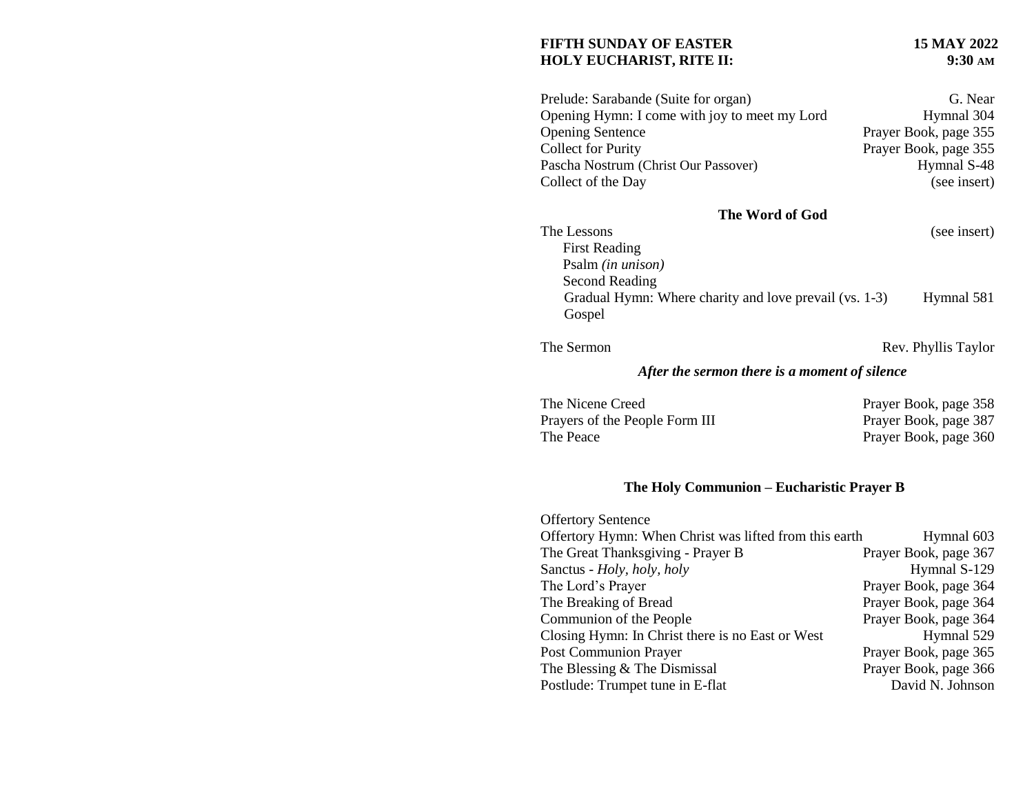**FIFTH SUNDAY OF EASTER** **15 MAY 2022**
**HOLY EUCHARIST, RITE II:** **9:30 AM**

| | |
|---|---|
| Prelude: Sarabande (Suite for organ) | G. Near |
| Opening Hymn: I come with joy to meet my Lord | Hymnal 304 |
| Opening Sentence | Prayer Book, page 355 |
| Collect for Purity | Prayer Book, page 355 |
| Pascha Nostrum (Christ Our Passover) | Hymnal S-48 |
| Collect of the Day | (see insert) |

### The Word of God

| | |
|---|---|
| The Lessons | (see insert) |
| First Reading | |
| Psalm *(in unison)* | |
| Second Reading | |
| Gradual Hymn: Where charity and love prevail (vs. 1-3) | Hymnal 581 |
| Gospel | |
| | |
| The Sermon | Rev. Phyllis Taylor |

***After the sermon there is a moment of silence***

| | |
|---|---|
| The Nicene Creed | Prayer Book, page 358 |
| Prayers of the People Form III | Prayer Book, page 387 |
| The Peace | Prayer Book, page 360 |

### The Holy Communion – Eucharistic Prayer B

| | |
|---|---|
| Offertory Sentence | |
| Offertory Hymn: When Christ was lifted from this earth | Hymnal 603 |
| The Great Thanksgiving - Prayer B | Prayer Book, page 367 |
| Sanctus - *Holy, holy, holy* | Hymnal S-129 |
| The Lord's Prayer | Prayer Book, page 364 |
| The Breaking of Bread | Prayer Book, page 364 |
| Communion of the People | Prayer Book, page 364 |
| Closing Hymn: In Christ there is no East or West | Hymnal 529 |
| Post Communion Prayer | Prayer Book, page 365 |
| The Blessing & The Dismissal | Prayer Book, page 366 |
| Postlude: Trumpet tune in E-flat | David N. Johnson |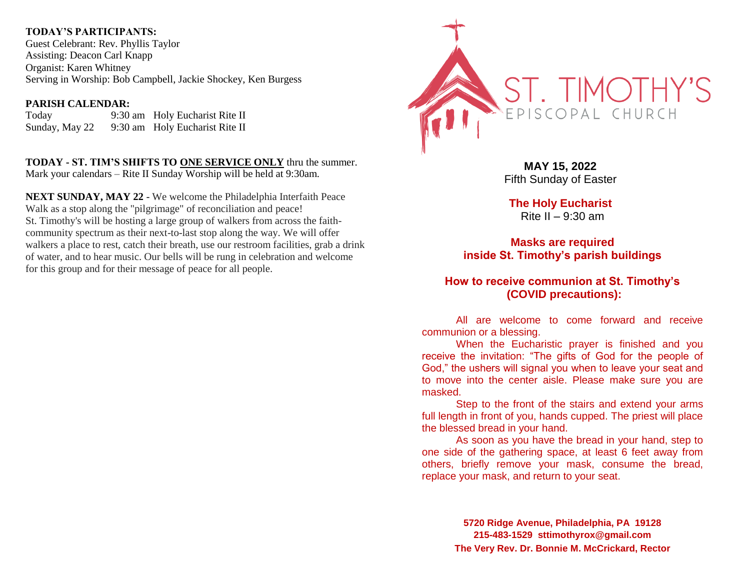**TODAY'S PARTICIPANTS:**
Guest Celebrant: Rev. Phyllis Taylor
Assisting: Deacon Carl Knapp
Organist: Karen Whitney
Serving in Worship: Bob Campbell, Jackie Shockey, Ken Burgess

**PARISH CALENDAR:**

| | | |
|---|---|---|
| Today | 9:30 am | Holy Eucharist Rite II |
| Sunday, May 22 | 9:30 am | Holy Eucharist Rite II |

**TODAY - ST. TIM'S SHIFTS TO ONE SERVICE ONLY** thru the summer. Mark your calendars – Rite II Sunday Worship will be held at 9:30am.

**NEXT SUNDAY, MAY 22** - We welcome the Philadelphia Interfaith Peace Walk as a stop along the "pilgrimage" of reconciliation and peace! St. Timothy's will be hosting a large group of walkers from across the faith-community spectrum as their next-to-last stop along the way. We will offer walkers a place to rest, catch their breath, use our restroom facilities, grab a drink of water, and to hear music. Our bells will be rung in celebration and welcome for this group and for their message of peace for all people.

# ST. TIMOTHY'S
EPISCOPAL CHURCH

**MAY 15, 2022**
Fifth Sunday of Easter

**The Holy Eucharist**
Rite II – 9:30 am

**Masks are required inside St. Timothy's parish buildings**

**How to receive communion at St. Timothy's (COVID precautions):**

All are welcome to come forward and receive communion or a blessing.

When the Eucharistic prayer is finished and you receive the invitation: "The gifts of God for the people of God," the ushers will signal you when to leave your seat and to move into the center aisle. Please make sure you are masked.

Step to the front of the stairs and extend your arms full length in front of you, hands cupped. The priest will place the blessed bread in your hand.

As soon as you have the bread in your hand, step to one side of the gathering space, at least 6 feet away from others, briefly remove your mask, consume the bread, replace your mask, and return to your seat.

**5720 Ridge Avenue, Philadelphia, PA 19128**
**215-483-1529 sttimothyrox@gmail.com**
**The Very Rev. Dr. Bonnie M. McCrickard, Rector**